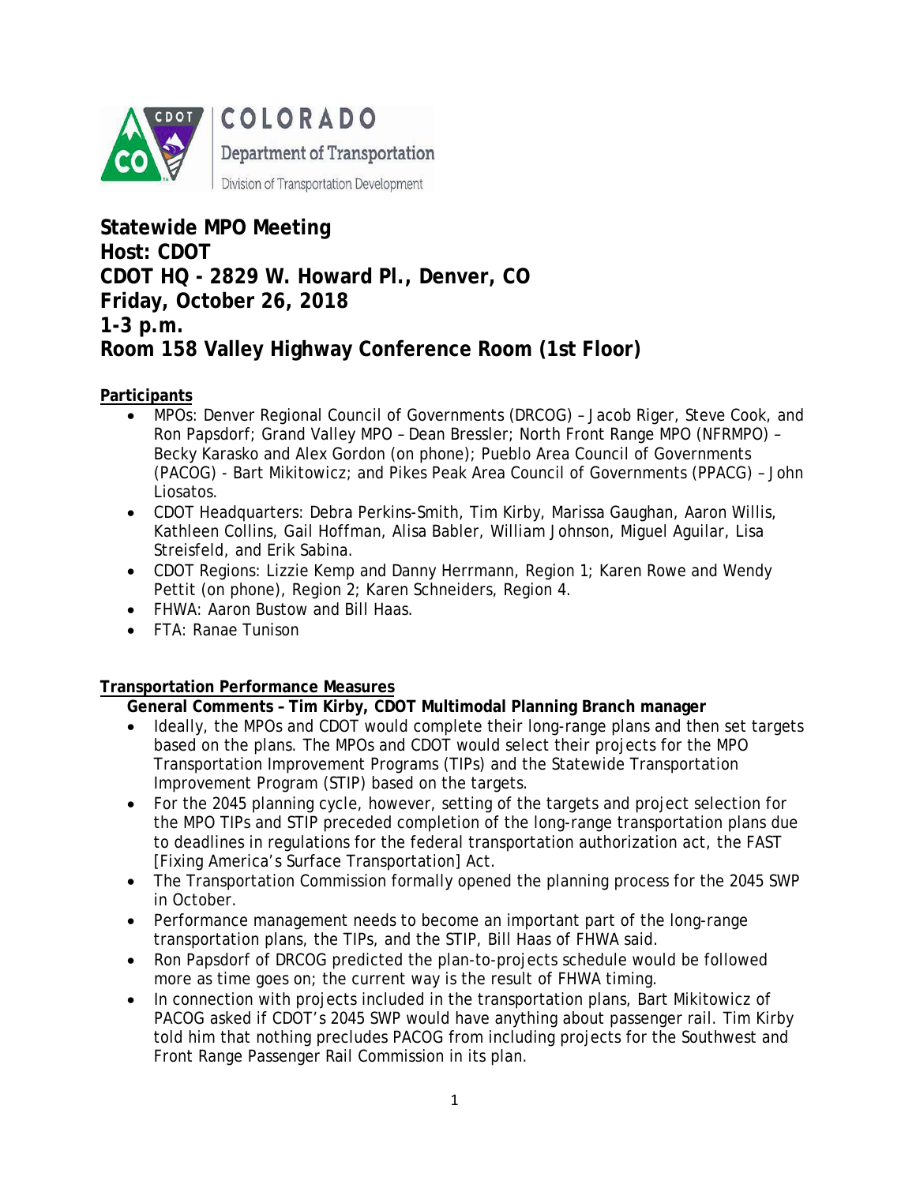COLORADO
Department of Transportation
Division of Transportation Development

# Statewide MPO Meeting
# Host: CDOT
# CDOT HQ - 2829 W. Howard Pl., Denver, CO
# Friday, October 26, 2018
# 1-3 p.m.
# Room 158 Valley Highway Conference Room (1st Floor)

**Participants**

- MPOs: Denver Regional Council of Governments (DRCOG) – Jacob Riger, Steve Cook, and Ron Papsdorf; Grand Valley MPO – Dean Bressler; North Front Range MPO (NFRMPO) – Becky Karasko and Alex Gordon (on phone); Pueblo Area Council of Governments (PACOG) - Bart Mikitowicz; and Pikes Peak Area Council of Governments (PPACG) – John Liosatos.
- CDOT Headquarters: Debra Perkins-Smith, Tim Kirby, Marissa Gaughan, Aaron Willis, Kathleen Collins, Gail Hoffman, Alisa Babler, William Johnson, Miguel Aguilar, Lisa Streisfeld, and Erik Sabina.
- CDOT Regions: Lizzie Kemp and Danny Herrmann, Region 1; Karen Rowe and Wendy Pettit (on phone), Region 2; Karen Schneiders, Region 4.
- FHWA: Aaron Bustow and Bill Haas.
- FTA: Ranae Tunison

**Transportation Performance Measures**

**General Comments – Tim Kirby, CDOT Multimodal Planning Branch manager**

- Ideally, the MPOs and CDOT would complete their long-range plans and then set targets based on the plans. The MPOs and CDOT would select their projects for the MPO Transportation Improvement Programs (TIPs) and the Statewide Transportation Improvement Program (STIP) based on the targets.
- For the 2045 planning cycle, however, setting of the targets and project selection for the MPO TIPs and STIP preceded completion of the long-range transportation plans due to deadlines in regulations for the federal transportation authorization act, the FAST [Fixing America's Surface Transportation] Act.
- The Transportation Commission formally opened the planning process for the 2045 SWP in October.
- Performance management needs to become an important part of the long-range transportation plans, the TIPs, and the STIP, Bill Haas of FHWA said.
- Ron Papsdorf of DRCOG predicted the plan-to-projects schedule would be followed more as time goes on; the current way is the result of FHWA timing.
- In connection with projects included in the transportation plans, Bart Mikitowicz of PACOG asked if CDOT's 2045 SWP would have anything about passenger rail. Tim Kirby told him that nothing precludes PACOG from including projects for the Southwest and Front Range Passenger Rail Commission in its plan.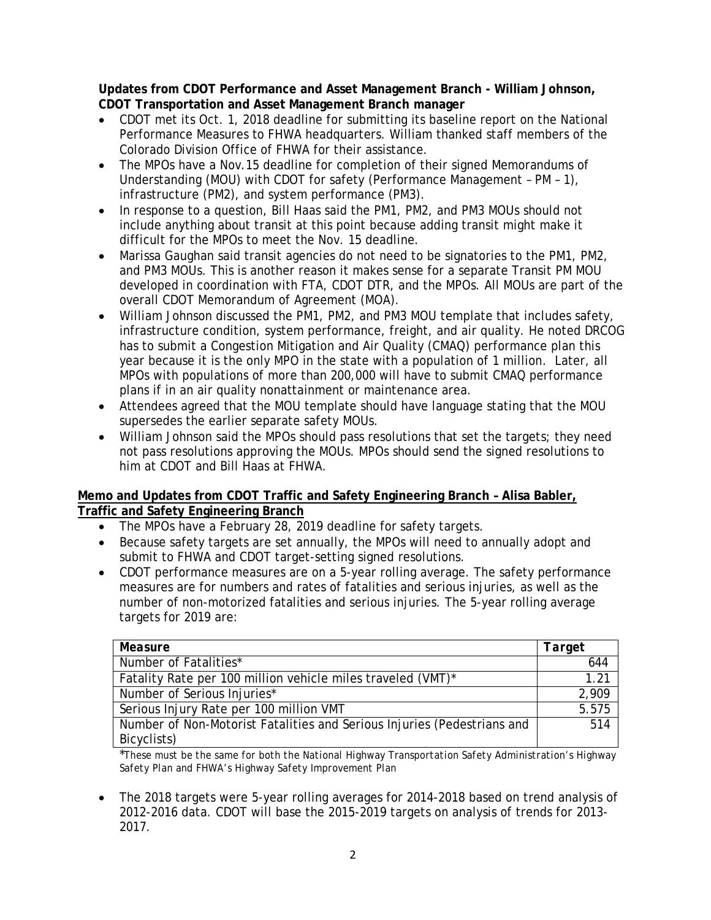**Updates from CDOT Performance and Asset Management Branch - William Johnson, CDOT Transportation and Asset Management Branch manager**

- CDOT met its Oct. 1, 2018 deadline for submitting its baseline report on the National Performance Measures to FHWA headquarters. William thanked staff members of the Colorado Division Office of FHWA for their assistance.
- The MPOs have a Nov.15 deadline for completion of their signed Memorandums of Understanding (MOU) with CDOT for safety (Performance Management – PM – 1), infrastructure (PM2), and system performance (PM3).
- In response to a question, Bill Haas said the PM1, PM2, and PM3 MOUs should not include anything about transit at this point because adding transit might make it difficult for the MPOs to meet the Nov. 15 deadline.
- Marissa Gaughan said transit agencies do not need to be signatories to the PM1, PM2, and PM3 MOUs. This is another reason it makes sense for a separate Transit PM MOU developed in coordination with FTA, CDOT DTR, and the MPOs. All MOUs are part of the overall CDOT Memorandum of Agreement (MOA).
- William Johnson discussed the PM1, PM2, and PM3 MOU template that includes safety, infrastructure condition, system performance, freight, and air quality. He noted DRCOG has to submit a Congestion Mitigation and Air Quality (CMAQ) performance plan this year because it is the only MPO in the state with a population of 1 million. Later, all MPOs with populations of more than 200,000 will have to submit CMAQ performance plans if in an air quality nonattainment or maintenance area.
- Attendees agreed that the MOU template should have language stating that the MOU supersedes the earlier separate safety MOUs.
- William Johnson said the MPOs should pass resolutions that set the targets; they need not pass resolutions approving the MOUs. MPOs should send the signed resolutions to him at CDOT and Bill Haas at FHWA.

**Memo and Updates from CDOT Traffic and Safety Engineering Branch – Alisa Babler, Traffic and Safety Engineering Branch**

- The MPOs have a February 28, 2019 deadline for safety targets.
- Because safety targets are set annually, the MPOs will need to annually adopt and submit to FHWA and CDOT target-setting signed resolutions.
- CDOT performance measures are on a 5-year rolling average. The safety performance measures are for numbers and rates of fatalities and serious injuries, as well as the number of non-motorized fatalities and serious injuries. The 5-year rolling average targets for 2019 are:

| *Measure* | *Target* |
|---|---|
| Number of Fatalities* | 644 |
| Fatality Rate per 100 million vehicle miles traveled (VMT)* | 1.21 |
| Number of Serious Injuries* | 2,909 |
| Serious Injury Rate per 100 million VMT | 5.575 |
| Number of Non-Motorist Fatalities and Serious Injuries (Pedestrians and Bicyclists) | 514 |

*These must be the same for both the National Highway Transportation Safety Administration's Highway Safety Plan and FHWA's Highway Safety Improvement Plan*

- The 2018 targets were 5-year rolling averages for 2014-2018 based on trend analysis of 2012-2016 data. CDOT will base the 2015-2019 targets on analysis of trends for 2013-2017.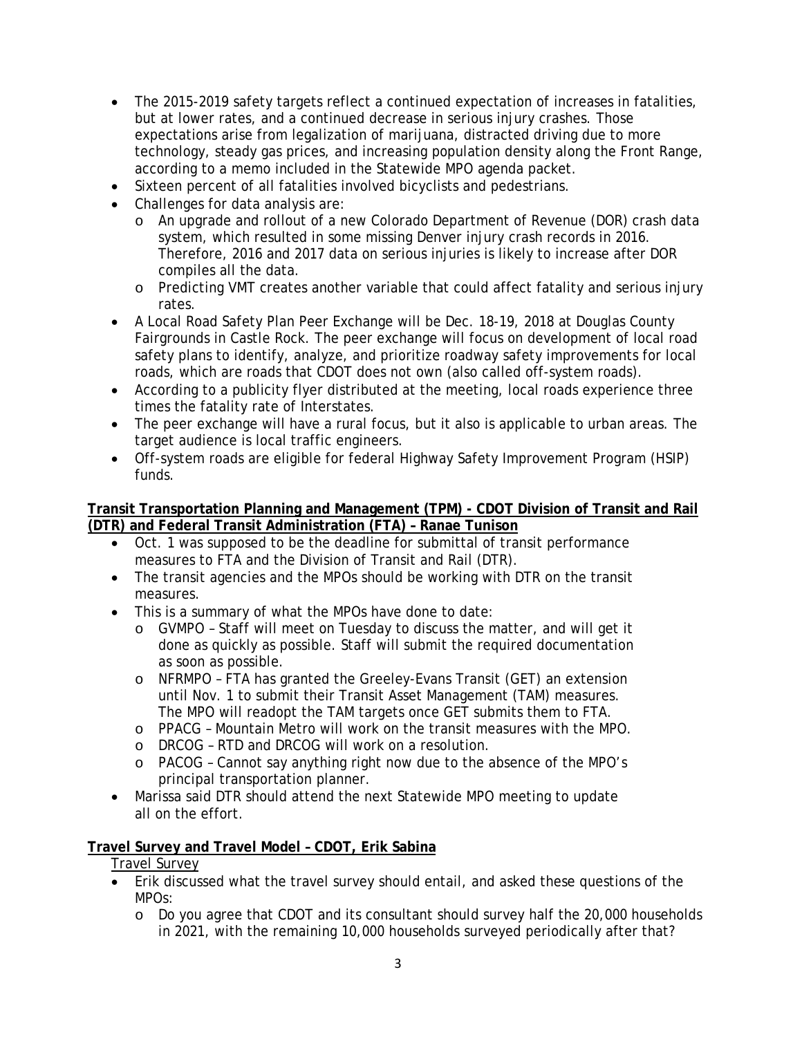- The 2015-2019 safety targets reflect a continued expectation of increases in fatalities, but at lower rates, and a continued decrease in serious injury crashes. Those expectations arise from legalization of marijuana, distracted driving due to more technology, steady gas prices, and increasing population density along the Front Range, according to a memo included in the Statewide MPO agenda packet.
- Sixteen percent of all fatalities involved bicyclists and pedestrians.
- Challenges for data analysis are:
  - An upgrade and rollout of a new Colorado Department of Revenue (DOR) crash data system, which resulted in some missing Denver injury crash records in 2016. Therefore, 2016 and 2017 data on serious injuries is likely to increase after DOR compiles all the data.
  - Predicting VMT creates another variable that could affect fatality and serious injury rates.
- A Local Road Safety Plan Peer Exchange will be Dec. 18-19, 2018 at Douglas County Fairgrounds in Castle Rock. The peer exchange will focus on development of local road safety plans to identify, analyze, and prioritize roadway safety improvements for local roads, which are roads that CDOT does not own (also called off-system roads).
- According to a publicity flyer distributed at the meeting, local roads experience three times the fatality rate of Interstates.
- The peer exchange will have a rural focus, but it also is applicable to urban areas. The target audience is local traffic engineers.
- Off-system roads are eligible for federal Highway Safety Improvement Program (HSIP) funds.

**Transit Transportation Planning and Management (TPM) - CDOT Division of Transit and Rail (DTR) and Federal Transit Administration (FTA) – Ranae Tunison**

- Oct. 1 was supposed to be the deadline for submittal of transit performance measures to FTA and the Division of Transit and Rail (DTR).
- The transit agencies and the MPOs should be working with DTR on the transit measures.
- This is a summary of what the MPOs have done to date:
  - GVMPO – Staff will meet on Tuesday to discuss the matter, and will get it done as quickly as possible. Staff will submit the required documentation as soon as possible.
  - NFRMPO – FTA has granted the Greeley-Evans Transit (GET) an extension until Nov. 1 to submit their Transit Asset Management (TAM) measures. The MPO will readopt the TAM targets once GET submits them to FTA.
  - PPACG – Mountain Metro will work on the transit measures with the MPO.
  - DRCOG – RTD and DRCOG will work on a resolution.
  - PACOG – Cannot say anything right now due to the absence of the MPO's principal transportation planner.
- Marissa said DTR should attend the next Statewide MPO meeting to update all on the effort.

**Travel Survey and Travel Model – CDOT, Erik Sabina**

Travel Survey

- Erik discussed what the travel survey should entail, and asked these questions of the MPOs:
  - Do you agree that CDOT and its consultant should survey half the 20,000 households in 2021, with the remaining 10,000 households surveyed periodically after that?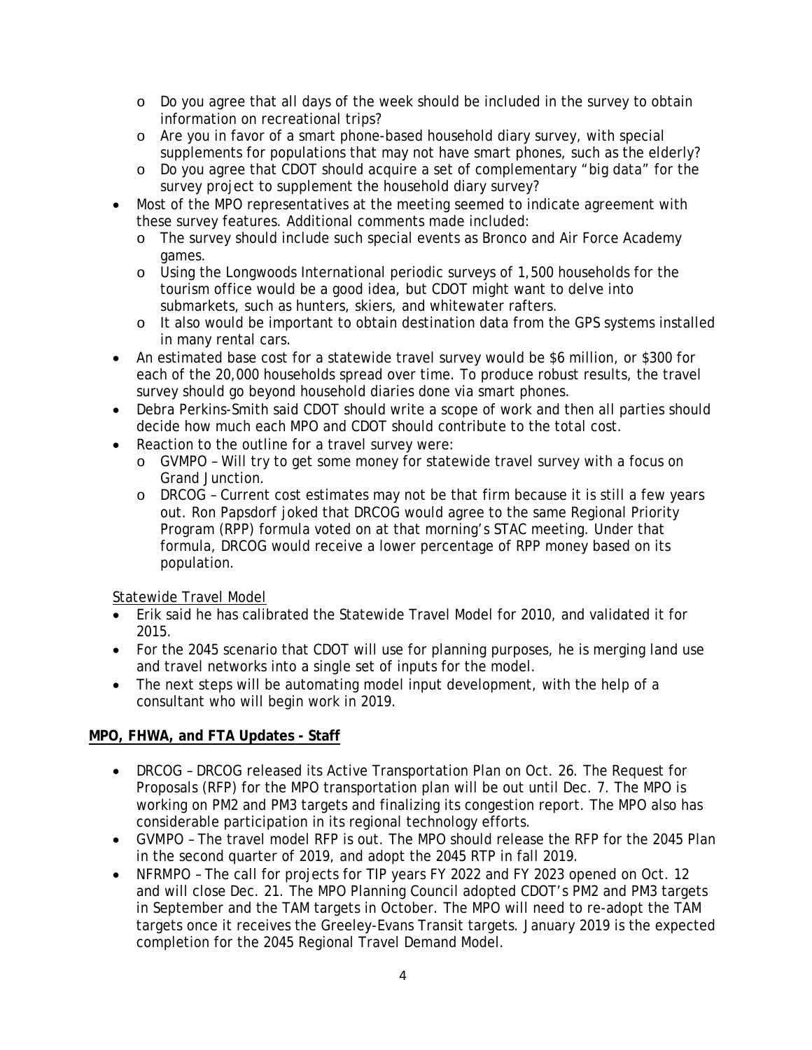- Do you agree that all days of the week should be included in the survey to obtain information on recreational trips?
  - Are you in favor of a smart phone-based household diary survey, with special supplements for populations that may not have smart phones, such as the elderly?
  - Do you agree that CDOT should acquire a set of complementary "big data" for the survey project to supplement the household diary survey?
- Most of the MPO representatives at the meeting seemed to indicate agreement with these survey features. Additional comments made included:
  - The survey should include such special events as Bronco and Air Force Academy games.
  - Using the Longwoods International periodic surveys of 1,500 households for the tourism office would be a good idea, but CDOT might want to delve into submarkets, such as hunters, skiers, and whitewater rafters.
  - It also would be important to obtain destination data from the GPS systems installed in many rental cars.
- An estimated base cost for a statewide travel survey would be $6 million, or $300 for each of the 20,000 households spread over time. To produce robust results, the travel survey should go beyond household diaries done via smart phones.
- Debra Perkins-Smith said CDOT should write a scope of work and then all parties should decide how much each MPO and CDOT should contribute to the total cost.
- Reaction to the outline for a travel survey were:
  - GVMPO – Will try to get some money for statewide travel survey with a focus on Grand Junction.
  - DRCOG – Current cost estimates may not be that firm because it is still a few years out. Ron Papsdorf joked that DRCOG would agree to the same Regional Priority Program (RPP) formula voted on at that morning's STAC meeting. Under that formula, DRCOG would receive a lower percentage of RPP money based on its population.

Statewide Travel Model

- Erik said he has calibrated the Statewide Travel Model for 2010, and validated it for 2015.
- For the 2045 scenario that CDOT will use for planning purposes, he is merging land use and travel networks into a single set of inputs for the model.
- The next steps will be automating model input development, with the help of a consultant who will begin work in 2019.

**MPO, FHWA, and FTA Updates - Staff**

- DRCOG – DRCOG released its Active Transportation Plan on Oct. 26. The Request for Proposals (RFP) for the MPO transportation plan will be out until Dec. 7. The MPO is working on PM2 and PM3 targets and finalizing its congestion report. The MPO also has considerable participation in its regional technology efforts.
- GVMPO – The travel model RFP is out. The MPO should release the RFP for the 2045 Plan in the second quarter of 2019, and adopt the 2045 RTP in fall 2019.
- NFRMPO – The call for projects for TIP years FY 2022 and FY 2023 opened on Oct. 12 and will close Dec. 21. The MPO Planning Council adopted CDOT's PM2 and PM3 targets in September and the TAM targets in October. The MPO will need to re-adopt the TAM targets once it receives the Greeley-Evans Transit targets. January 2019 is the expected completion for the 2045 Regional Travel Demand Model.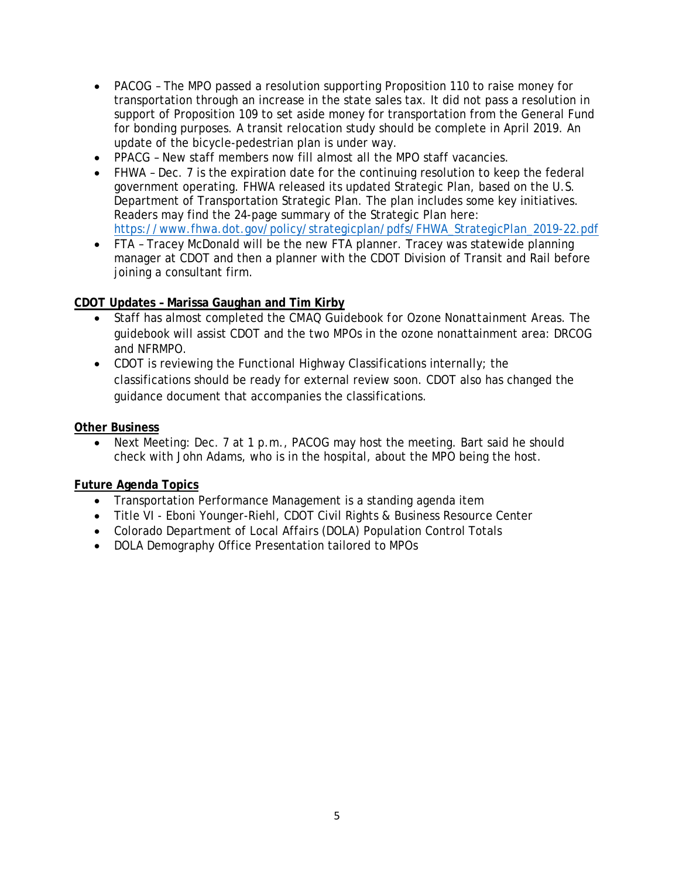- PACOG – The MPO passed a resolution supporting Proposition 110 to raise money for transportation through an increase in the state sales tax. It did not pass a resolution in support of Proposition 109 to set aside money for transportation from the General Fund for bonding purposes. A transit relocation study should be complete in April 2019. An update of the bicycle-pedestrian plan is under way.
- PPACG – New staff members now fill almost all the MPO staff vacancies.
- FHWA – Dec. 7 is the expiration date for the continuing resolution to keep the federal government operating. FHWA released its updated Strategic Plan, based on the U.S. Department of Transportation Strategic Plan. The plan includes some key initiatives. Readers may find the 24-page summary of the Strategic Plan here: https://www.fhwa.dot.gov/policy/strategicplan/pdfs/FHWA_StrategicPlan_2019-22.pdf
- FTA – Tracey McDonald will be the new FTA planner. Tracey was statewide planning manager at CDOT and then a planner with the CDOT Division of Transit and Rail before joining a consultant firm.

**CDOT Updates – Marissa Gaughan and Tim Kirby**

- Staff has almost completed the CMAQ Guidebook for Ozone Nonattainment Areas. The guidebook will assist CDOT and the two MPOs in the ozone nonattainment area: DRCOG and NFRMPO.
- CDOT is reviewing the Functional Highway Classifications internally; the classifications should be ready for external review soon. CDOT also has changed the guidance document that accompanies the classifications.

**Other Business**

- Next Meeting: Dec. 7 at 1 p.m., PACOG may host the meeting. Bart said he should check with John Adams, who is in the hospital, about the MPO being the host.

**Future Agenda Topics**

- Transportation Performance Management is a standing agenda item
- Title VI - Eboni Younger-Riehl, CDOT Civil Rights & Business Resource Center
- Colorado Department of Local Affairs (DOLA) Population Control Totals
- DOLA Demography Office Presentation tailored to MPOs